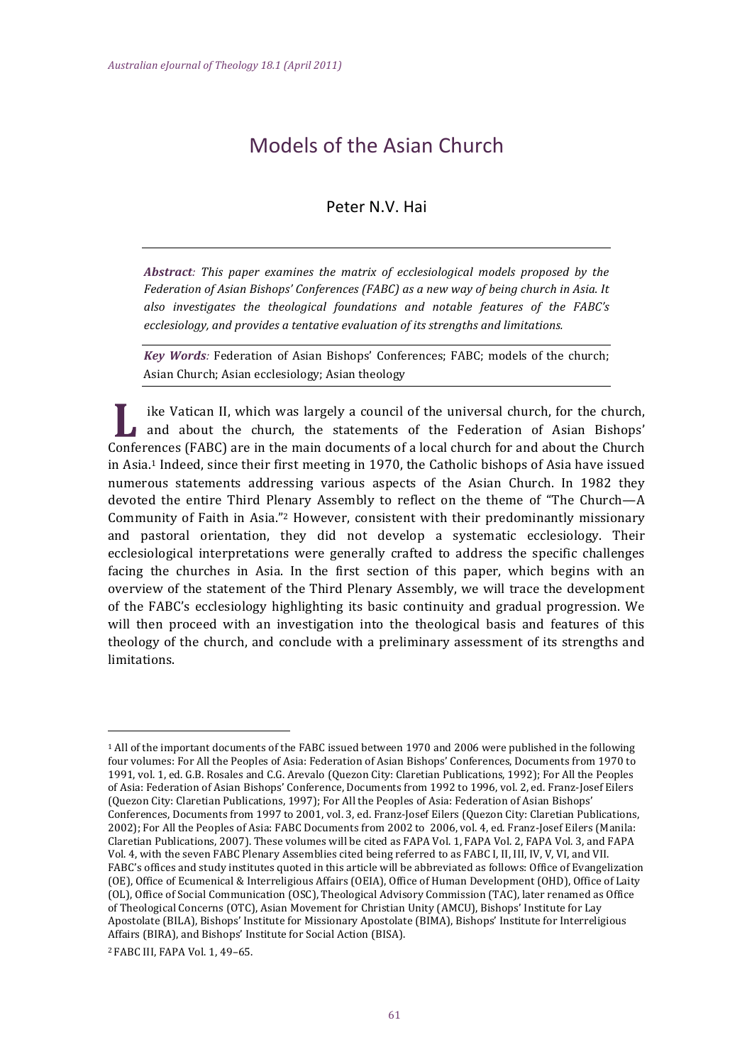# Models of the Asian Church

Peter N.V. Hai

***Abstract**: This paper examines the matrix of ecclesiological models proposed by the Federation of Asian Bishops' Conferences (FABC) as a new way of being church in Asia. It also investigates the theological foundations and notable features of the FABC's ecclesiology, and provides a tentative evaluation of its strengths and limitations.*

***Key Words**:* Federation of Asian Bishops' Conferences; FABC; models of the church; Asian Church; Asian ecclesiology; Asian theology

Like Vatican II, which was largely a council of the universal church, for the church, and about the church, the statements of the Federation of Asian Bishops' Conferences (FABC) are in the main documents of a local church for and about the Church in Asia.[1] Indeed, since their first meeting in 1970, the Catholic bishops of Asia have issued numerous statements addressing various aspects of the Asian Church. In 1982 they devoted the entire Third Plenary Assembly to reflect on the theme of "The Church—A Community of Faith in Asia."[2] However, consistent with their predominantly missionary and pastoral orientation, they did not develop a systematic ecclesiology. Their ecclesiological interpretations were generally crafted to address the specific challenges facing the churches in Asia. In the first section of this paper, which begins with an overview of the statement of the Third Plenary Assembly, we will trace the development of the FABC's ecclesiology highlighting its basic continuity and gradual progression. We will then proceed with an investigation into the theological basis and features of this theology of the church, and conclude with a preliminary assessment of its strengths and limitations.

---

[1] All of the important documents of the FABC issued between 1970 and 2006 were published in the following four volumes: For All the Peoples of Asia: Federation of Asian Bishops' Conferences, Documents from 1970 to 1991, vol. 1, ed. G.B. Rosales and C.G. Arevalo (Quezon City: Claretian Publications, 1992); For All the Peoples of Asia: Federation of Asian Bishops' Conference, Documents from 1992 to 1996, vol. 2, ed. Franz-Josef Eilers (Quezon City: Claretian Publications, 1997); For All the Peoples of Asia: Federation of Asian Bishops' Conferences, Documents from 1997 to 2001, vol. 3, ed. Franz-Josef Eilers (Quezon City: Claretian Publications, 2002); For All the Peoples of Asia: FABC Documents from 2002 to 2006, vol. 4, ed. Franz-Josef Eilers (Manila: Claretian Publications, 2007). These volumes will be cited as FAPA Vol. 1, FAPA Vol. 2, FAPA Vol. 3, and FAPA Vol. 4, with the seven FABC Plenary Assemblies cited being referred to as FABC I, II, III, IV, V, VI, and VII. FABC's offices and study institutes quoted in this article will be abbreviated as follows: Office of Evangelization (OE), Office of Ecumenical & Interreligious Affairs (OEIA), Office of Human Development (OHD), Office of Laity (OL), Office of Social Communication (OSC), Theological Advisory Commission (TAC), later renamed as Office of Theological Concerns (OTC), Asian Movement for Christian Unity (AMCU), Bishops' Institute for Lay Apostolate (BILA), Bishops' Institute for Missionary Apostolate (BIMA), Bishops' Institute for Interreligious Affairs (BIRA), and Bishops' Institute for Social Action (BISA).

[2] FABC III, FAPA Vol. 1, 49–65.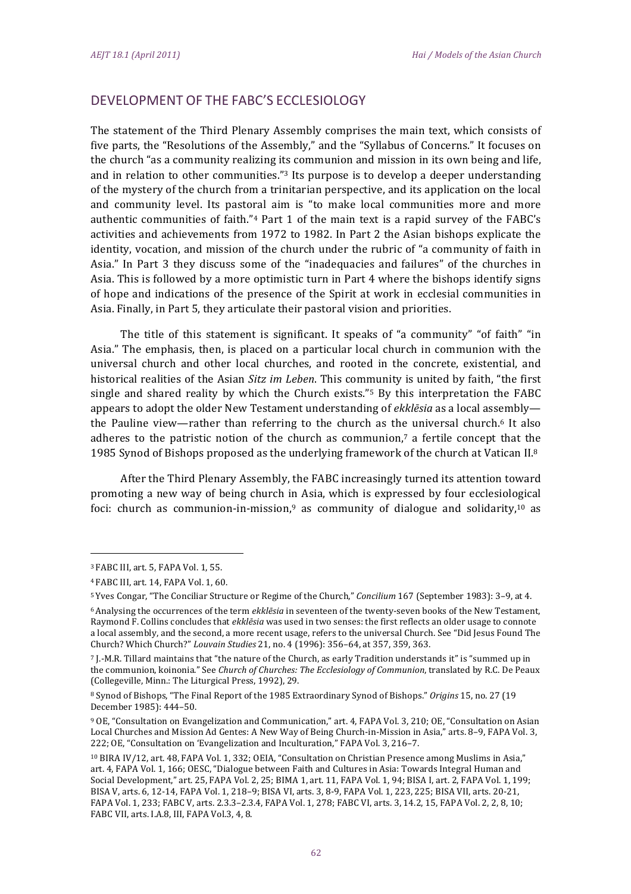## DEVELOPMENT OF THE FABC'S ECCLESIOLOGY

The statement of the Third Plenary Assembly comprises the main text, which consists of five parts, the "Resolutions of the Assembly," and the "Syllabus of Concerns." It focuses on the church "as a community realizing its communion and mission in its own being and life, and in relation to other communities."[3] Its purpose is to develop a deeper understanding of the mystery of the church from a trinitarian perspective, and its application on the local and community level. Its pastoral aim is "to make local communities more and more authentic communities of faith."[4] Part 1 of the main text is a rapid survey of the FABC's activities and achievements from 1972 to 1982. In Part 2 the Asian bishops explicate the identity, vocation, and mission of the church under the rubric of "a community of faith in Asia." In Part 3 they discuss some of the "inadequacies and failures" of the churches in Asia. This is followed by a more optimistic turn in Part 4 where the bishops identify signs of hope and indications of the presence of the Spirit at work in ecclesial communities in Asia. Finally, in Part 5, they articulate their pastoral vision and priorities.

The title of this statement is significant. It speaks of "a community" "of faith" "in Asia." The emphasis, then, is placed on a particular local church in communion with the universal church and other local churches, and rooted in the concrete, existential, and historical realities of the Asian *Sitz im Leben*. This community is united by faith, "the first single and shared reality by which the Church exists."[5] By this interpretation the FABC appears to adopt the older New Testament understanding of *ekklēsia* as a local assembly—the Pauline view—rather than referring to the church as the universal church.[6] It also adheres to the patristic notion of the church as communion,[7] a fertile concept that the 1985 Synod of Bishops proposed as the underlying framework of the church at Vatican II.[8]

After the Third Plenary Assembly, the FABC increasingly turned its attention toward promoting a new way of being church in Asia, which is expressed by four ecclesiological foci: church as communion-in-mission,[9] as community of dialogue and solidarity,[10] as

---

[3] FABC III, art. 5, FAPA Vol. 1, 55.

[4] FABC III, art. 14, FAPA Vol. 1, 60.

[5] Yves Congar, "The Conciliar Structure or Regime of the Church," *Concilium* 167 (September 1983): 3–9, at 4.

[6] Analysing the occurrences of the term *ekklēsia* in seventeen of the twenty-seven books of the New Testament, Raymond F. Collins concludes that *ekklēsia* was used in two senses: the first reflects an older usage to connote a local assembly, and the second, a more recent usage, refers to the universal Church. See "Did Jesus Found The Church? Which Church?" *Louvain Studies* 21, no. 4 (1996): 356–64, at 357, 359, 363.

[7] J.-M.R. Tillard maintains that "the nature of the Church, as early Tradition understands it" is "summed up in the communion, koinonia." See *Church of Churches: The Ecclesiology of Communion*, translated by R.C. De Peaux (Collegeville, Minn.: The Liturgical Press, 1992), 29.

[8] Synod of Bishops, "The Final Report of the 1985 Extraordinary Synod of Bishops." *Origins* 15, no. 27 (19 December 1985): 444–50.

[9] OE, "Consultation on Evangelization and Communication," art. 4, FAPA Vol. 3, 210; OE, "Consultation on Asian Local Churches and Mission Ad Gentes: A New Way of Being Church-in-Mission in Asia," arts. 8–9, FAPA Vol. 3, 222; OE, "Consultation on 'Evangelization and Inculturation," FAPA Vol. 3, 216–7.

[10] BIRA IV/12, art. 48, FAPA Vol. 1, 332; OEIA, "Consultation on Christian Presence among Muslims in Asia," art. 4, FAPA Vol. 1, 166; OESC, "Dialogue between Faith and Cultures in Asia: Towards Integral Human and Social Development," art. 25, FAPA Vol. 2, 25; BIMA 1, art. 11, FAPA Vol. 1, 94; BISA I, art. 2, FAPA Vol. 1, 199; BISA V, arts. 6, 12-14, FAPA Vol. 1, 218–9; BISA VI, arts. 3, 8-9, FAPA Vol. 1, 223, 225; BISA VII, arts. 20-21, FAPA Vol. 1, 233; FABC V, arts. 2.3.3–2.3.4, FAPA Vol. 1, 278; FABC VI, arts. 3, 14.2, 15, FAPA Vol. 2, 2, 8, 10; FABC VII, arts. I.A.8, III, FAPA Vol.3, 4, 8.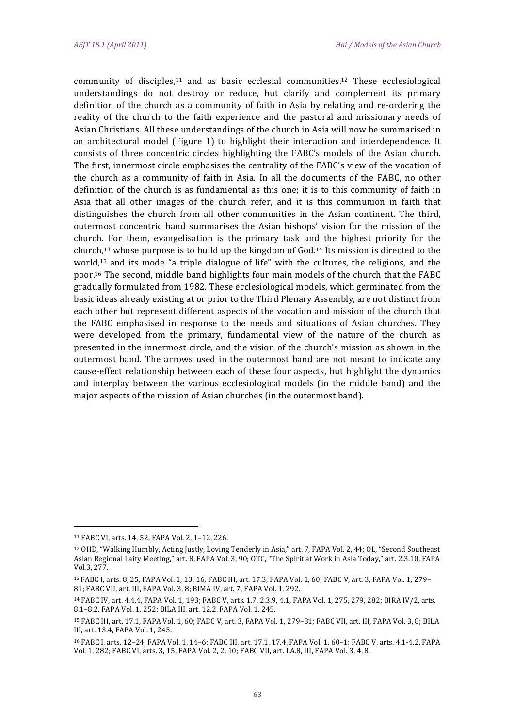community of disciples,[11] and as basic ecclesial communities.[12] These ecclesiological understandings do not destroy or reduce, but clarify and complement its primary definition of the church as a community of faith in Asia by relating and re-ordering the reality of the church to the faith experience and the pastoral and missionary needs of Asian Christians. All these understandings of the church in Asia will now be summarised in an architectural model (Figure 1) to highlight their interaction and interdependence. It consists of three concentric circles highlighting the FABC's models of the Asian church. The first, innermost circle emphasises the centrality of the FABC's view of the vocation of the church as a community of faith in Asia. In all the documents of the FABC, no other definition of the church is as fundamental as this one; it is to this community of faith in Asia that all other images of the church refer, and it is this communion in faith that distinguishes the church from all other communities in the Asian continent. The third, outermost concentric band summarises the Asian bishops' vision for the mission of the church. For them, evangelisation is the primary task and the highest priority for the church,[13] whose purpose is to build up the kingdom of God.[14] Its mission is directed to the world,[15] and its mode "a triple dialogue of life" with the cultures, the religions, and the poor.[16] The second, middle band highlights four main models of the church that the FABC gradually formulated from 1982. These ecclesiological models, which germinated from the basic ideas already existing at or prior to the Third Plenary Assembly, are not distinct from each other but represent different aspects of the vocation and mission of the church that the FABC emphasised in response to the needs and situations of Asian churches. They were developed from the primary, fundamental view of the nature of the church as presented in the innermost circle, and the vision of the church's mission as shown in the outermost band. The arrows used in the outermost band are not meant to indicate any cause-effect relationship between each of these four aspects, but highlight the dynamics and interplay between the various ecclesiological models (in the middle band) and the major aspects of the mission of Asian churches (in the outermost band).

---

[11] FABC VI, arts. 14, 52, FAPA Vol. 2, 1–12, 226.

[12] OHD, "Walking Humbly, Acting Justly, Loving Tenderly in Asia," art. 7, FAPA Vol. 2, 44; OL, "Second Southeast Asian Regional Laity Meeting," art. 8, FAPA Vol. 3, 90; OTC, "The Spirit at Work in Asia Today," art. 2.3.10, FAPA Vol.3, 277.

[13] FABC I, arts. 8, 25, FAPA Vol. 1, 13, 16; FABC III, art. 17.3, FAPA Vol. 1, 60; FABC V, art. 3, FAPA Vol. 1, 279–81; FABC VII, art. III, FAPA Vol. 3, 8; BIMA IV, art. 7, FAPA Vol. 1, 292.

[14] FABC IV, art. 4.4.4, FAPA Vol. 1, 193; FABC V, arts. 1.7, 2.3.9, 4.1, FAPA Vol. 1, 275, 279, 282; BIRA IV/2, arts. 8.1–8.2, FAPA Vol. 1, 252; BILA III, art. 12.2, FAPA Vol. 1, 245.

[15] FABC III, art. 17.1, FAPA Vol. 1, 60; FABC V, art. 3, FAPA Vol. 1, 279–81; FABC VII, art. III, FAPA Vol. 3, 8; BILA III, art. 13.4, FAPA Vol. 1, 245.

[16] FABC I, arts. 12–24, FAPA Vol. 1, 14–6; FABC III, art. 17.1, 17.4, FAPA Vol. 1, 60–1; FABC V, arts. 4.1-4.2, FAPA Vol. 1, 282; FABC VI, arts. 3, 15, FAPA Vol. 2, 2, 10; FABC VII, art. I.A.8, III, FAPA Vol. 3, 4, 8.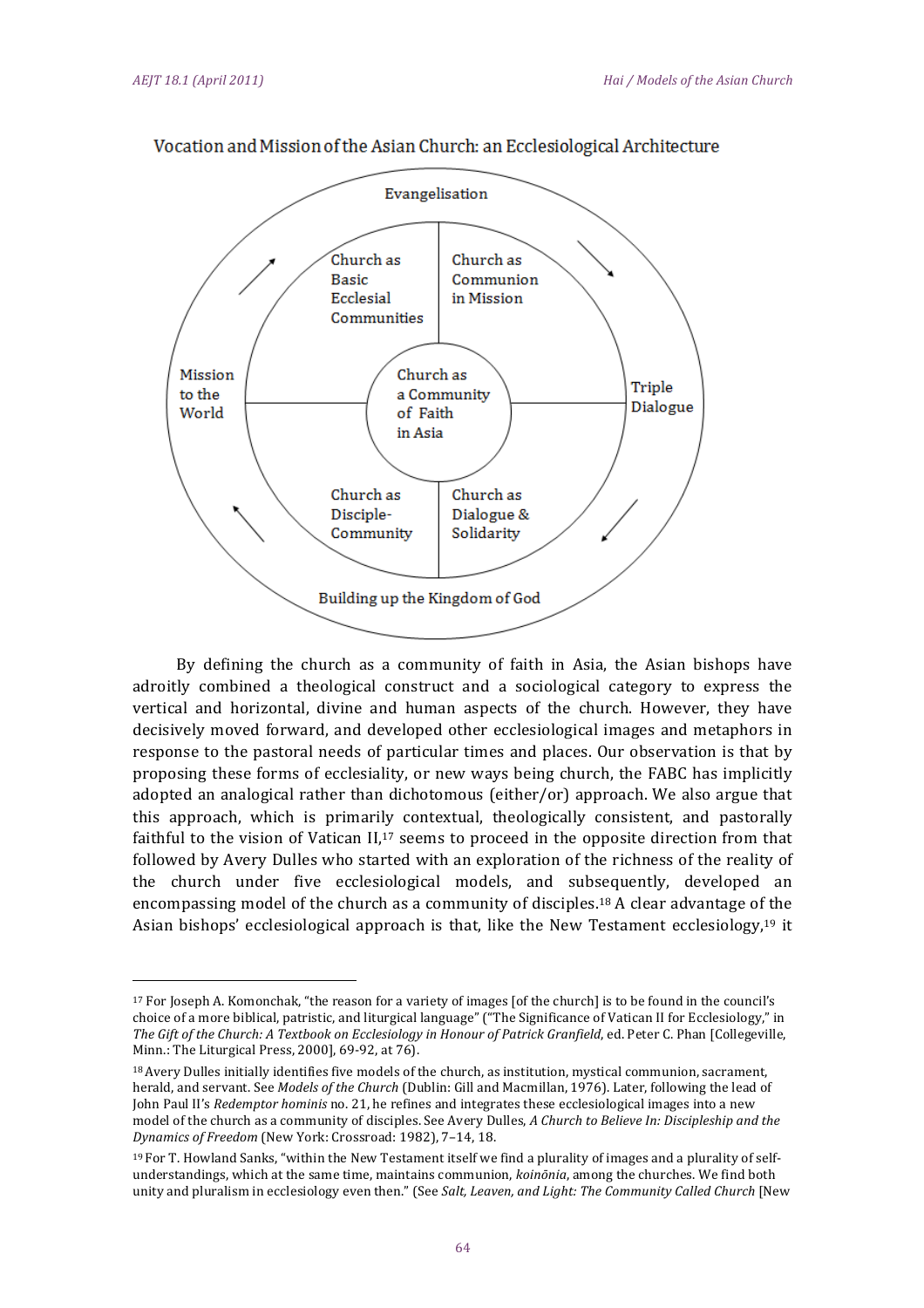Vocation and Mission of the Asian Church: an Ecclesiological Architecture

Evangelisation

Church as Basic Ecclesial Communities

Church as Communion in Mission

Mission to the World

Church as a Community of Faith in Asia

Triple Dialogue

Church as Disciple-Community

Church as Dialogue & Solidarity

Building up the Kingdom of God

By defining the church as a community of faith in Asia, the Asian bishops have adroitly combined a theological construct and a sociological category to express the vertical and horizontal, divine and human aspects of the church. However, they have decisively moved forward, and developed other ecclesiological images and metaphors in response to the pastoral needs of particular times and places. Our observation is that by proposing these forms of ecclesiality, or new ways being church, the FABC has implicitly adopted an analogical rather than dichotomous (either/or) approach. We also argue that this approach, which is primarily contextual, theologically consistent, and pastorally faithful to the vision of Vatican II,[17] seems to proceed in the opposite direction from that followed by Avery Dulles who started with an exploration of the richness of the reality of the church under five ecclesiological models, and subsequently, developed an encompassing model of the church as a community of disciples.[18] A clear advantage of the Asian bishops' ecclesiological approach is that, like the New Testament ecclesiology,[19] it

---

[17] For Joseph A. Komonchak, "the reason for a variety of images [of the church] is to be found in the council's choice of a more biblical, patristic, and liturgical language" ("The Significance of Vatican II for Ecclesiology," in *The Gift of the Church: A Textbook on Ecclesiology in Honour of Patrick Granfield*, ed. Peter C. Phan [Collegeville, Minn.: The Liturgical Press, 2000], 69-92, at 76).

[18] Avery Dulles initially identifies five models of the church, as institution, mystical communion, sacrament, herald, and servant. See *Models of the Church* (Dublin: Gill and Macmillan, 1976). Later, following the lead of John Paul II's *Redemptor hominis* no. 21, he refines and integrates these ecclesiological images into a new model of the church as a community of disciples. See Avery Dulles, *A Church to Believe In: Discipleship and the Dynamics of Freedom* (New York: Crossroad: 1982), 7–14, 18.

[19] For T. Howland Sanks, "within the New Testament itself we find a plurality of images and a plurality of self-understandings, which at the same time, maintains communion, *koinōnia*, among the churches. We find both unity and pluralism in ecclesiology even then." (See *Salt, Leaven, and Light: The Community Called Church* [New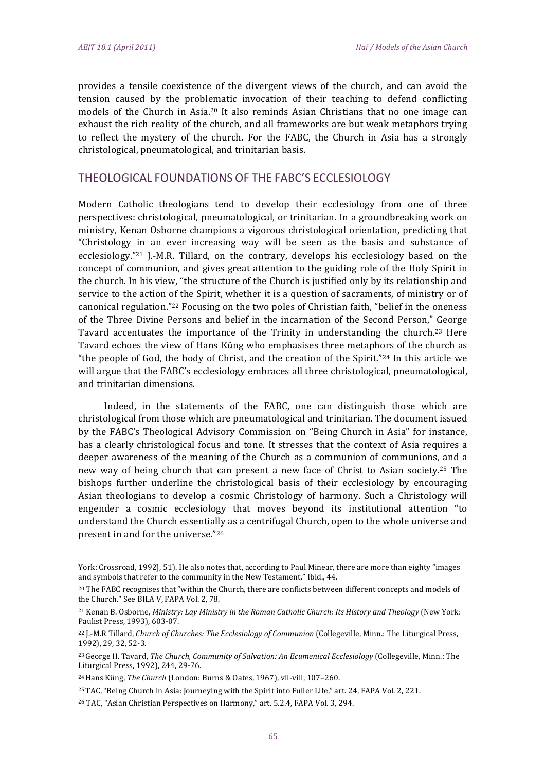provides a tensile coexistence of the divergent views of the church, and can avoid the tension caused by the problematic invocation of their teaching to defend conflicting models of the Church in Asia.[20] It also reminds Asian Christians that no one image can exhaust the rich reality of the church, and all frameworks are but weak metaphors trying to reflect the mystery of the church. For the FABC, the Church in Asia has a strongly christological, pneumatological, and trinitarian basis.

## THEOLOGICAL FOUNDATIONS OF THE FABC'S ECCLESIOLOGY

Modern Catholic theologians tend to develop their ecclesiology from one of three perspectives: christological, pneumatological, or trinitarian. In a groundbreaking work on ministry, Kenan Osborne champions a vigorous christological orientation, predicting that "Christology in an ever increasing way will be seen as the basis and substance of ecclesiology."[21] J.-M.R. Tillard, on the contrary, develops his ecclesiology based on the concept of communion, and gives great attention to the guiding role of the Holy Spirit in the church. In his view, "the structure of the Church is justified only by its relationship and service to the action of the Spirit, whether it is a question of sacraments, of ministry or of canonical regulation."[22] Focusing on the two poles of Christian faith, "belief in the oneness of the Three Divine Persons and belief in the incarnation of the Second Person," George Tavard accentuates the importance of the Trinity in understanding the church.[23] Here Tavard echoes the view of Hans Küng who emphasises three metaphors of the church as "the people of God, the body of Christ, and the creation of the Spirit."[24] In this article we will argue that the FABC's ecclesiology embraces all three christological, pneumatological, and trinitarian dimensions.

Indeed, in the statements of the FABC, one can distinguish those which are christological from those which are pneumatological and trinitarian. The document issued by the FABC's Theological Advisory Commission on "Being Church in Asia" for instance, has a clearly christological focus and tone. It stresses that the context of Asia requires a deeper awareness of the meaning of the Church as a communion of communions, and a new way of being church that can present a new face of Christ to Asian society.[25] The bishops further underline the christological basis of their ecclesiology by encouraging Asian theologians to develop a cosmic Christology of harmony. Such a Christology will engender a cosmic ecclesiology that moves beyond its institutional attention "to understand the Church essentially as a centrifugal Church, open to the whole universe and present in and for the universe."[26]

---

York: Crossroad, 1992], 51). He also notes that, according to Paul Minear, there are more than eighty "images and symbols that refer to the community in the New Testament." Ibid., 44.

[20] The FABC recognises that "within the Church, there are conflicts between different concepts and models of the Church." See BILA V, FAPA Vol. 2, 78.

[21] Kenan B. Osborne, *Ministry: Lay Ministry in the Roman Catholic Church: Its History and Theology* (New York: Paulist Press, 1993), 603-07.

[22] J.-M.R Tillard, *Church of Churches: The Ecclesiology of Communion* (Collegeville, Minn.: The Liturgical Press, 1992), 29, 32, 52-3.

[23] George H. Tavard, *The Church, Community of Salvation: An Ecumenical Ecclesiology* (Collegeville, Minn.: The Liturgical Press, 1992), 244, 29-76.

[24] Hans Küng, *The Church* (London: Burns & Oates, 1967), vii-viii, 107–260.

[25] TAC, "Being Church in Asia: Journeying with the Spirit into Fuller Life," art. 24, FAPA Vol. 2, 221.

[26] TAC, "Asian Christian Perspectives on Harmony," art. 5.2.4, FAPA Vol. 3, 294.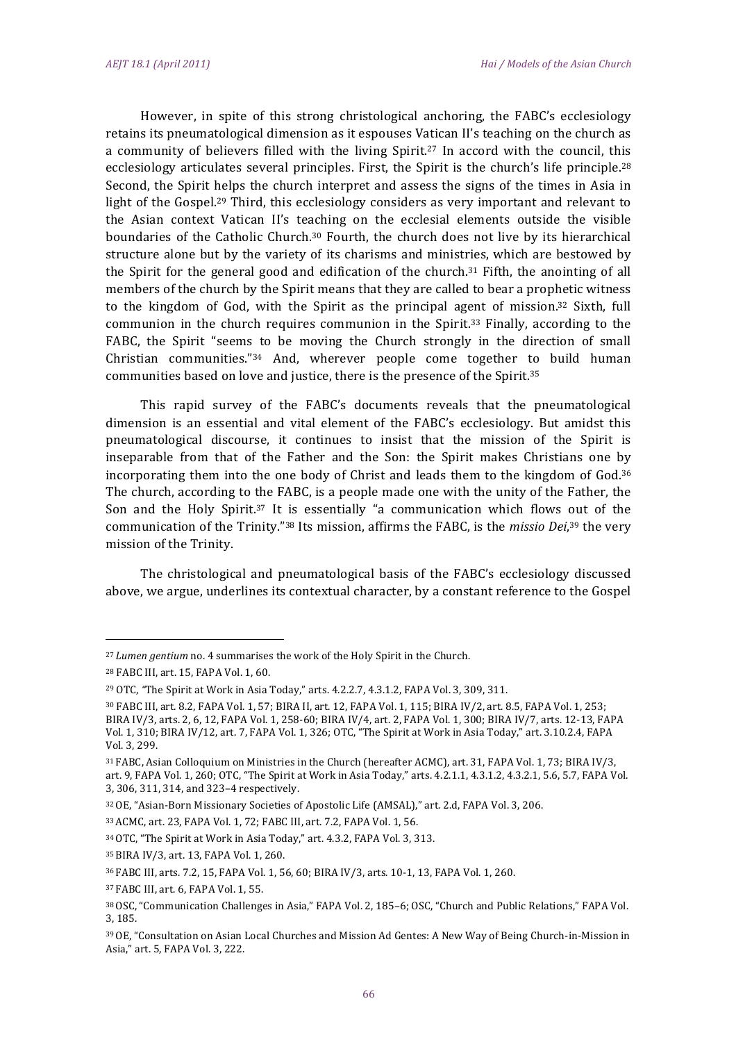However, in spite of this strong christological anchoring, the FABC's ecclesiology retains its pneumatological dimension as it espouses Vatican II's teaching on the church as a community of believers filled with the living Spirit.[27] In accord with the council, this ecclesiology articulates several principles. First, the Spirit is the church's life principle.[28] Second, the Spirit helps the church interpret and assess the signs of the times in Asia in light of the Gospel.[29] Third, this ecclesiology considers as very important and relevant to the Asian context Vatican II's teaching on the ecclesial elements outside the visible boundaries of the Catholic Church.[30] Fourth, the church does not live by its hierarchical structure alone but by the variety of its charisms and ministries, which are bestowed by the Spirit for the general good and edification of the church.[31] Fifth, the anointing of all members of the church by the Spirit means that they are called to bear a prophetic witness to the kingdom of God, with the Spirit as the principal agent of mission.[32] Sixth, full communion in the church requires communion in the Spirit.[33] Finally, according to the FABC, the Spirit "seems to be moving the Church strongly in the direction of small Christian communities."[34] And, wherever people come together to build human communities based on love and justice, there is the presence of the Spirit.[35]

This rapid survey of the FABC's documents reveals that the pneumatological dimension is an essential and vital element of the FABC's ecclesiology. But amidst this pneumatological discourse, it continues to insist that the mission of the Spirit is inseparable from that of the Father and the Son: the Spirit makes Christians one by incorporating them into the one body of Christ and leads them to the kingdom of God.[36] The church, according to the FABC, is a people made one with the unity of the Father, the Son and the Holy Spirit.[37] It is essentially "a communication which flows out of the communication of the Trinity."[38] Its mission, affirms the FABC, is the *missio Dei*,[39] the very mission of the Trinity.

The christological and pneumatological basis of the FABC's ecclesiology discussed above, we argue, underlines its contextual character, by a constant reference to the Gospel

---

[27] *Lumen gentium* no. 4 summarises the work of the Holy Spirit in the Church.

[28] FABC III, art. 15, FAPA Vol. 1, 60.

[29] OTC, "The Spirit at Work in Asia Today," arts. 4.2.2.7, 4.3.1.2, FAPA Vol. 3, 309, 311.

[30] FABC III, art. 8.2, FAPA Vol. 1, 57; BIRA II, art. 12, FAPA Vol. 1, 115; BIRA IV/2, art. 8.5, FAPA Vol. 1, 253; BIRA IV/3, arts. 2, 6, 12, FAPA Vol. 1, 258-60; BIRA IV/4, art. 2, FAPA Vol. 1, 300; BIRA IV/7, arts. 12-13, FAPA Vol. 1, 310; BIRA IV/12, art. 7, FAPA Vol. 1, 326; OTC, "The Spirit at Work in Asia Today," art. 3.10.2.4, FAPA Vol. 3, 299.

[31] FABC, Asian Colloquium on Ministries in the Church (hereafter ACMC), art. 31, FAPA Vol. 1, 73; BIRA IV/3, art. 9, FAPA Vol. 1, 260; OTC, "The Spirit at Work in Asia Today," arts. 4.2.1.1, 4.3.1.2, 4.3.2.1, 5.6, 5.7, FAPA Vol. 3, 306, 311, 314, and 323–4 respectively.

[32] OE, "Asian-Born Missionary Societies of Apostolic Life (AMSAL)," art. 2.d, FAPA Vol. 3, 206.

[33] ACMC, art. 23, FAPA Vol. 1, 72; FABC III, art. 7.2, FAPA Vol. 1, 56.

[34] OTC, "The Spirit at Work in Asia Today," art. 4.3.2, FAPA Vol. 3, 313.

[35] BIRA IV/3, art. 13, FAPA Vol. 1, 260.

[36] FABC III, arts. 7.2, 15, FAPA Vol. 1, 56, 60; BIRA IV/3, arts. 10-1, 13, FAPA Vol. 1, 260.

[37] FABC III, art. 6, FAPA Vol. 1, 55.

[38] OSC, "Communication Challenges in Asia," FAPA Vol. 2, 185–6; OSC, "Church and Public Relations," FAPA Vol. 3, 185.

[39] OE, "Consultation on Asian Local Churches and Mission Ad Gentes: A New Way of Being Church-in-Mission in Asia," art. 5, FAPA Vol. 3, 222.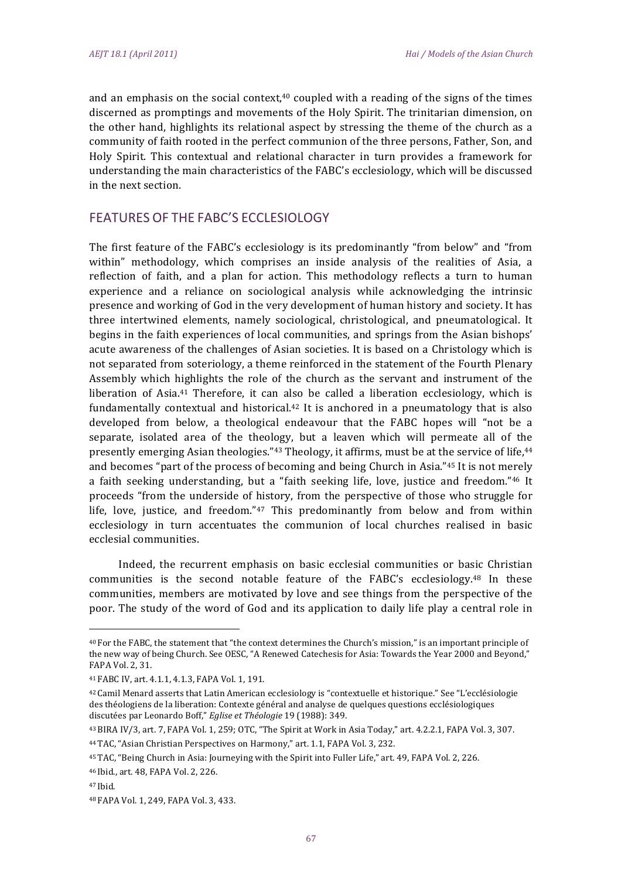and an emphasis on the social context,[40] coupled with a reading of the signs of the times discerned as promptings and movements of the Holy Spirit. The trinitarian dimension, on the other hand, highlights its relational aspect by stressing the theme of the church as a community of faith rooted in the perfect communion of the three persons, Father, Son, and Holy Spirit. This contextual and relational character in turn provides a framework for understanding the main characteristics of the FABC's ecclesiology, which will be discussed in the next section.

## FEATURES OF THE FABC'S ECCLESIOLOGY

The first feature of the FABC's ecclesiology is its predominantly "from below" and "from within" methodology, which comprises an inside analysis of the realities of Asia, a reflection of faith, and a plan for action. This methodology reflects a turn to human experience and a reliance on sociological analysis while acknowledging the intrinsic presence and working of God in the very development of human history and society. It has three intertwined elements, namely sociological, christological, and pneumatological. It begins in the faith experiences of local communities, and springs from the Asian bishops' acute awareness of the challenges of Asian societies. It is based on a Christology which is not separated from soteriology, a theme reinforced in the statement of the Fourth Plenary Assembly which highlights the role of the church as the servant and instrument of the liberation of Asia.[41] Therefore, it can also be called a liberation ecclesiology, which is fundamentally contextual and historical.[42] It is anchored in a pneumatology that is also developed from below, a theological endeavour that the FABC hopes will "not be a separate, isolated area of the theology, but a leaven which will permeate all of the presently emerging Asian theologies."[43] Theology, it affirms, must be at the service of life,[44] and becomes "part of the process of becoming and being Church in Asia."[45] It is not merely a faith seeking understanding, but a "faith seeking life, love, justice and freedom."[46] It proceeds "from the underside of history, from the perspective of those who struggle for life, love, justice, and freedom."[47] This predominantly from below and from within ecclesiology in turn accentuates the communion of local churches realised in basic ecclesial communities.

Indeed, the recurrent emphasis on basic ecclesial communities or basic Christian communities is the second notable feature of the FABC's ecclesiology.[48] In these communities, members are motivated by love and see things from the perspective of the poor. The study of the word of God and its application to daily life play a central role in

---

[40] For the FABC, the statement that "the context determines the Church's mission," is an important principle of the new way of being Church. See OESC, "A Renewed Catechesis for Asia: Towards the Year 2000 and Beyond," FAPA Vol. 2, 31.

[41] FABC IV, art. 4.1.1, 4.1.3, FAPA Vol. 1, 191.

[42] Camil Menard asserts that Latin American ecclesiology is "contextuelle et historique." See "L'ecclésiologie des théologiens de la liberation: Contexte général and analyse de quelques questions ecclésiologiques discutées par Leonardo Boff," *Eglise et Théologie* 19 (1988): 349.

[43] BIRA IV/3, art. 7, FAPA Vol. 1, 259; OTC, "The Spirit at Work in Asia Today," art. 4.2.2.1, FAPA Vol. 3, 307.

[44] TAC, "Asian Christian Perspectives on Harmony," art. 1.1, FAPA Vol. 3, 232.

[45] TAC, "Being Church in Asia: Journeying with the Spirit into Fuller Life," art. 49, FAPA Vol. 2, 226.

[46] Ibid., art. 48, FAPA Vol. 2, 226.

[47] Ibid.

[48] FAPA Vol. 1, 249, FAPA Vol. 3, 433.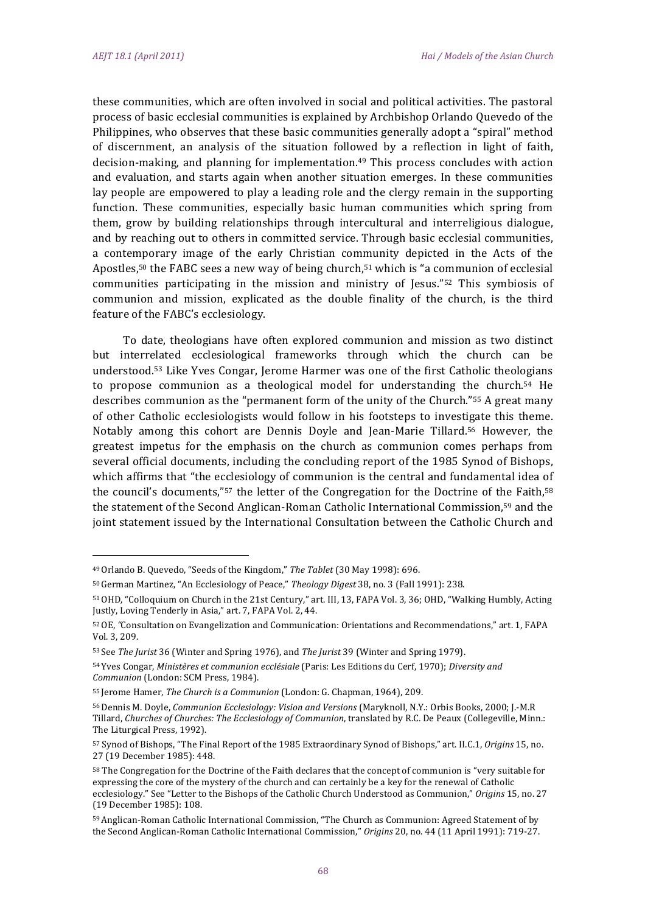these communities, which are often involved in social and political activities. The pastoral process of basic ecclesial communities is explained by Archbishop Orlando Quevedo of the Philippines, who observes that these basic communities generally adopt a "spiral" method of discernment, an analysis of the situation followed by a reflection in light of faith, decision-making, and planning for implementation.[49] This process concludes with action and evaluation, and starts again when another situation emerges. In these communities lay people are empowered to play a leading role and the clergy remain in the supporting function. These communities, especially basic human communities which spring from them, grow by building relationships through intercultural and interreligious dialogue, and by reaching out to others in committed service. Through basic ecclesial communities, a contemporary image of the early Christian community depicted in the Acts of the Apostles,[50] the FABC sees a new way of being church,[51] which is "a communion of ecclesial communities participating in the mission and ministry of Jesus."[52] This symbiosis of communion and mission, explicated as the double finality of the church, is the third feature of the FABC's ecclesiology.

To date, theologians have often explored communion and mission as two distinct but interrelated ecclesiological frameworks through which the church can be understood.[53] Like Yves Congar, Jerome Harmer was one of the first Catholic theologians to propose communion as a theological model for understanding the church.[54] He describes communion as the "permanent form of the unity of the Church."[55] A great many of other Catholic ecclesiologists would follow in his footsteps to investigate this theme. Notably among this cohort are Dennis Doyle and Jean-Marie Tillard.[56] However, the greatest impetus for the emphasis on the church as communion comes perhaps from several official documents, including the concluding report of the 1985 Synod of Bishops, which affirms that "the ecclesiology of communion is the central and fundamental idea of the council's documents,"[57] the letter of the Congregation for the Doctrine of the Faith,[58] the statement of the Second Anglican-Roman Catholic International Commission,[59] and the joint statement issued by the International Consultation between the Catholic Church and

---

[49] Orlando B. Quevedo, "Seeds of the Kingdom," *The Tablet* (30 May 1998): 696.

[50] German Martinez, "An Ecclesiology of Peace," *Theology Digest* 38, no. 3 (Fall 1991): 238.

[51] OHD, "Colloquium on Church in the 21st Century," art. III, 13, FAPA Vol. 3, 36; OHD, "Walking Humbly, Acting Justly, Loving Tenderly in Asia," art. 7, FAPA Vol. 2, 44.

[52] OE, "Consultation on Evangelization and Communication: Orientations and Recommendations," art. 1, FAPA Vol. 3, 209.

[53] See *The Jurist* 36 (Winter and Spring 1976), and *The Jurist* 39 (Winter and Spring 1979).

[54] Yves Congar, *Ministères et communion ecclésiale* (Paris: Les Editions du Cerf, 1970); *Diversity and Communion* (London: SCM Press, 1984).

[55] Jerome Hamer, *The Church is a Communion* (London: G. Chapman, 1964), 209.

[56] Dennis M. Doyle, *Communion Ecclesiology: Vision and Versions* (Maryknoll, N.Y.: Orbis Books, 2000; J.-M.R Tillard, *Churches of Churches: The Ecclesiology of Communion*, translated by R.C. De Peaux (Collegeville, Minn.: The Liturgical Press, 1992).

[57] Synod of Bishops, "The Final Report of the 1985 Extraordinary Synod of Bishops," art. II.C.1, *Origins* 15, no. 27 (19 December 1985): 448.

[58] The Congregation for the Doctrine of the Faith declares that the concept of communion is "very suitable for expressing the core of the mystery of the church and can certainly be a key for the renewal of Catholic ecclesiology." See "Letter to the Bishops of the Catholic Church Understood as Communion," *Origins* 15, no. 27 (19 December 1985): 108.

[59] Anglican-Roman Catholic International Commission, "The Church as Communion: Agreed Statement of by the Second Anglican-Roman Catholic International Commission," *Origins* 20, no. 44 (11 April 1991): 719-27.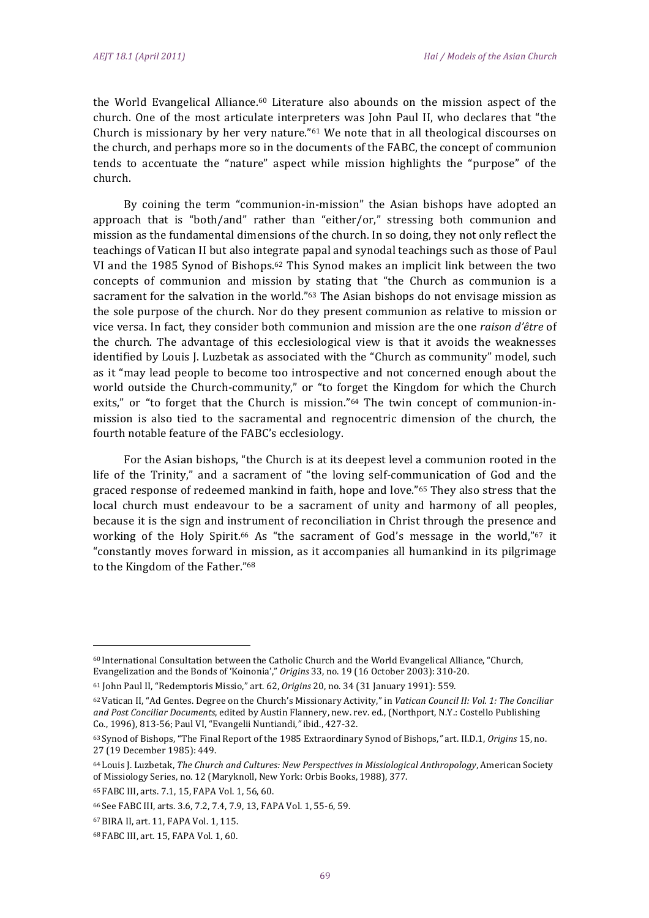the World Evangelical Alliance.[60] Literature also abounds on the mission aspect of the church. One of the most articulate interpreters was John Paul II, who declares that "the Church is missionary by her very nature."[61] We note that in all theological discourses on the church, and perhaps more so in the documents of the FABC, the concept of communion tends to accentuate the "nature" aspect while mission highlights the "purpose" of the church.

By coining the term "communion-in-mission" the Asian bishops have adopted an approach that is "both/and" rather than "either/or," stressing both communion and mission as the fundamental dimensions of the church. In so doing, they not only reflect the teachings of Vatican II but also integrate papal and synodal teachings such as those of Paul VI and the 1985 Synod of Bishops.[62] This Synod makes an implicit link between the two concepts of communion and mission by stating that "the Church as communion is a sacrament for the salvation in the world."[63] The Asian bishops do not envisage mission as the sole purpose of the church. Nor do they present communion as relative to mission or vice versa. In fact, they consider both communion and mission are the one *raison d'être* of the church. The advantage of this ecclesiological view is that it avoids the weaknesses identified by Louis J. Luzbetak as associated with the "Church as community" model, such as it "may lead people to become too introspective and not concerned enough about the world outside the Church-community," or "to forget the Kingdom for which the Church exits," or "to forget that the Church is mission."[64] The twin concept of communion-in-mission is also tied to the sacramental and regnocentric dimension of the church, the fourth notable feature of the FABC's ecclesiology.

For the Asian bishops, "the Church is at its deepest level a communion rooted in the life of the Trinity," and a sacrament of "the loving self-communication of God and the graced response of redeemed mankind in faith, hope and love."[65] They also stress that the local church must endeavour to be a sacrament of unity and harmony of all peoples, because it is the sign and instrument of reconciliation in Christ through the presence and working of the Holy Spirit.[66] As "the sacrament of God's message in the world,"[67] it "constantly moves forward in mission, as it accompanies all humankind in its pilgrimage to the Kingdom of the Father."[68]

---

[60] International Consultation between the Catholic Church and the World Evangelical Alliance, "Church, Evangelization and the Bonds of 'Koinonia'," *Origins* 33, no. 19 (16 October 2003): 310-20.

[61] John Paul II, "Redemptoris Missio," art. 62, *Origins* 20, no. 34 (31 January 1991): 559.

[62] Vatican II, "Ad Gentes. Degree on the Church's Missionary Activity," in *Vatican Council II: Vol. 1: The Conciliar and Post Conciliar Documents*, edited by Austin Flannery, new. rev. ed., (Northport, N.Y.: Costello Publishing Co., 1996), 813-56; Paul VI, "Evangelii Nuntiandi," ibid., 427-32.

[63] Synod of Bishops, "The Final Report of the 1985 Extraordinary Synod of Bishops," art. II.D.1, *Origins* 15, no. 27 (19 December 1985): 449.

[64] Louis J. Luzbetak, *The Church and Cultures: New Perspectives in Missiological Anthropology*, American Society of Missiology Series, no. 12 (Maryknoll, New York: Orbis Books, 1988), 377.

[65] FABC III, arts. 7.1, 15, FAPA Vol. 1, 56, 60.

[66] See FABC III, arts. 3.6, 7.2, 7.4, 7.9, 13, FAPA Vol. 1, 55-6, 59.

[67] BIRA II, art. 11, FAPA Vol. 1, 115.

[68] FABC III, art. 15, FAPA Vol. 1, 60.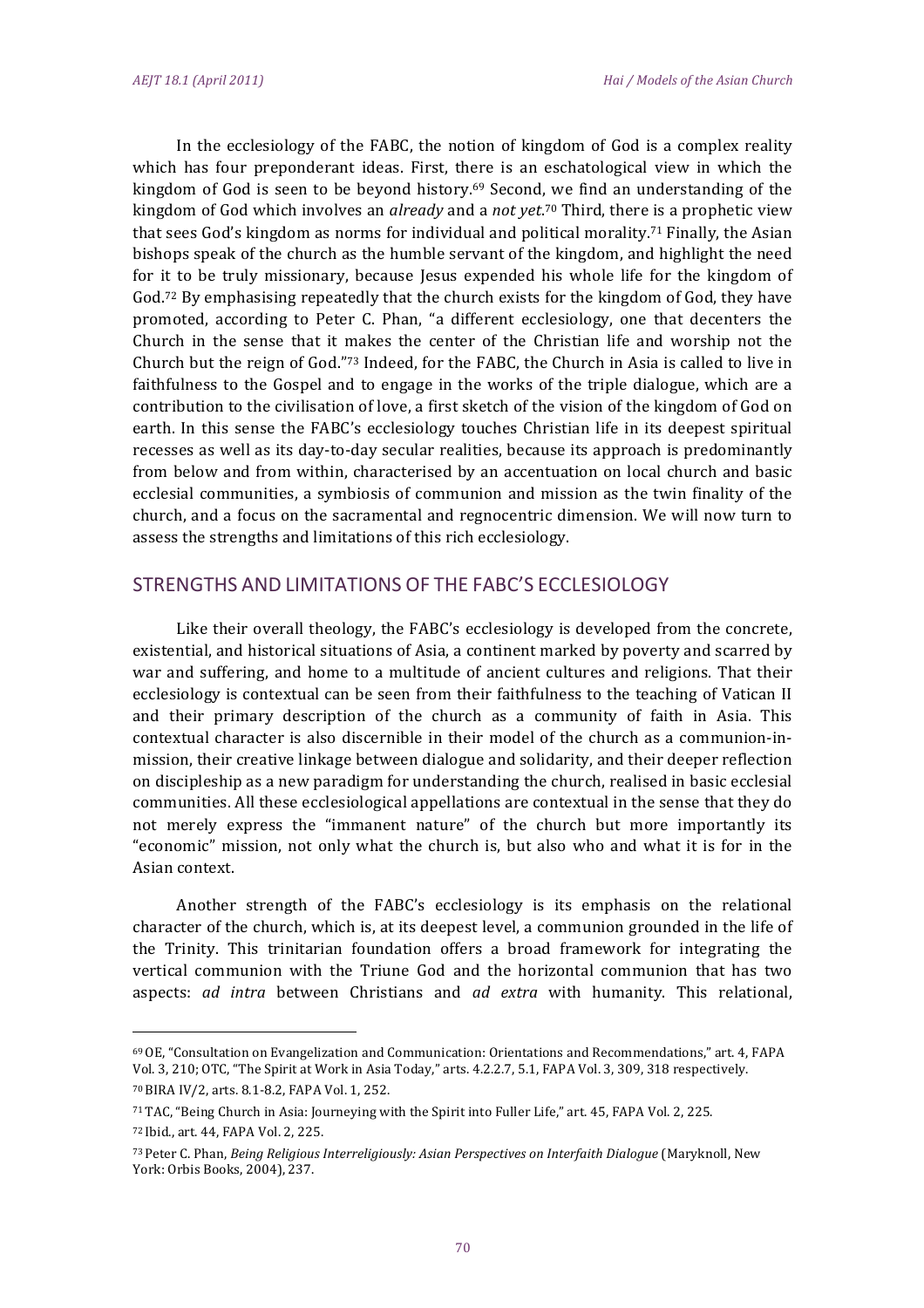In the ecclesiology of the FABC, the notion of kingdom of God is a complex reality which has four preponderant ideas. First, there is an eschatological view in which the kingdom of God is seen to be beyond history.[69] Second, we find an understanding of the kingdom of God which involves an *already* and a *not yet*.[70] Third, there is a prophetic view that sees God's kingdom as norms for individual and political morality.[71] Finally, the Asian bishops speak of the church as the humble servant of the kingdom, and highlight the need for it to be truly missionary, because Jesus expended his whole life for the kingdom of God.[72] By emphasising repeatedly that the church exists for the kingdom of God, they have promoted, according to Peter C. Phan, "a different ecclesiology, one that decenters the Church in the sense that it makes the center of the Christian life and worship not the Church but the reign of God."[73] Indeed, for the FABC, the Church in Asia is called to live in faithfulness to the Gospel and to engage in the works of the triple dialogue, which are a contribution to the civilisation of love, a first sketch of the vision of the kingdom of God on earth. In this sense the FABC's ecclesiology touches Christian life in its deepest spiritual recesses as well as its day-to-day secular realities, because its approach is predominantly from below and from within, characterised by an accentuation on local church and basic ecclesial communities, a symbiosis of communion and mission as the twin finality of the church, and a focus on the sacramental and regnocentric dimension. We will now turn to assess the strengths and limitations of this rich ecclesiology.

## STRENGTHS AND LIMITATIONS OF THE FABC'S ECCLESIOLOGY

Like their overall theology, the FABC's ecclesiology is developed from the concrete, existential, and historical situations of Asia, a continent marked by poverty and scarred by war and suffering, and home to a multitude of ancient cultures and religions. That their ecclesiology is contextual can be seen from their faithfulness to the teaching of Vatican II and their primary description of the church as a community of faith in Asia. This contextual character is also discernible in their model of the church as a communion-in-mission, their creative linkage between dialogue and solidarity, and their deeper reflection on discipleship as a new paradigm for understanding the church, realised in basic ecclesial communities. All these ecclesiological appellations are contextual in the sense that they do not merely express the "immanent nature" of the church but more importantly its "economic" mission, not only what the church is, but also who and what it is for in the Asian context.

Another strength of the FABC's ecclesiology is its emphasis on the relational character of the church, which is, at its deepest level, a communion grounded in the life of the Trinity. This trinitarian foundation offers a broad framework for integrating the vertical communion with the Triune God and the horizontal communion that has two aspects: *ad intra* between Christians and *ad extra* with humanity. This relational,

---

[69] OE, "Consultation on Evangelization and Communication: Orientations and Recommendations," art. 4, FAPA Vol. 3, 210; OTC, "The Spirit at Work in Asia Today," arts. 4.2.2.7, 5.1, FAPA Vol. 3, 309, 318 respectively.

[70] BIRA IV/2, arts. 8.1-8.2, FAPA Vol. 1, 252.

[71] TAC, "Being Church in Asia: Journeying with the Spirit into Fuller Life," art. 45, FAPA Vol. 2, 225.

[72] Ibid., art. 44, FAPA Vol. 2, 225.

[73] Peter C. Phan, *Being Religious Interreligiously: Asian Perspectives on Interfaith Dialogue* (Maryknoll, New York: Orbis Books, 2004), 237.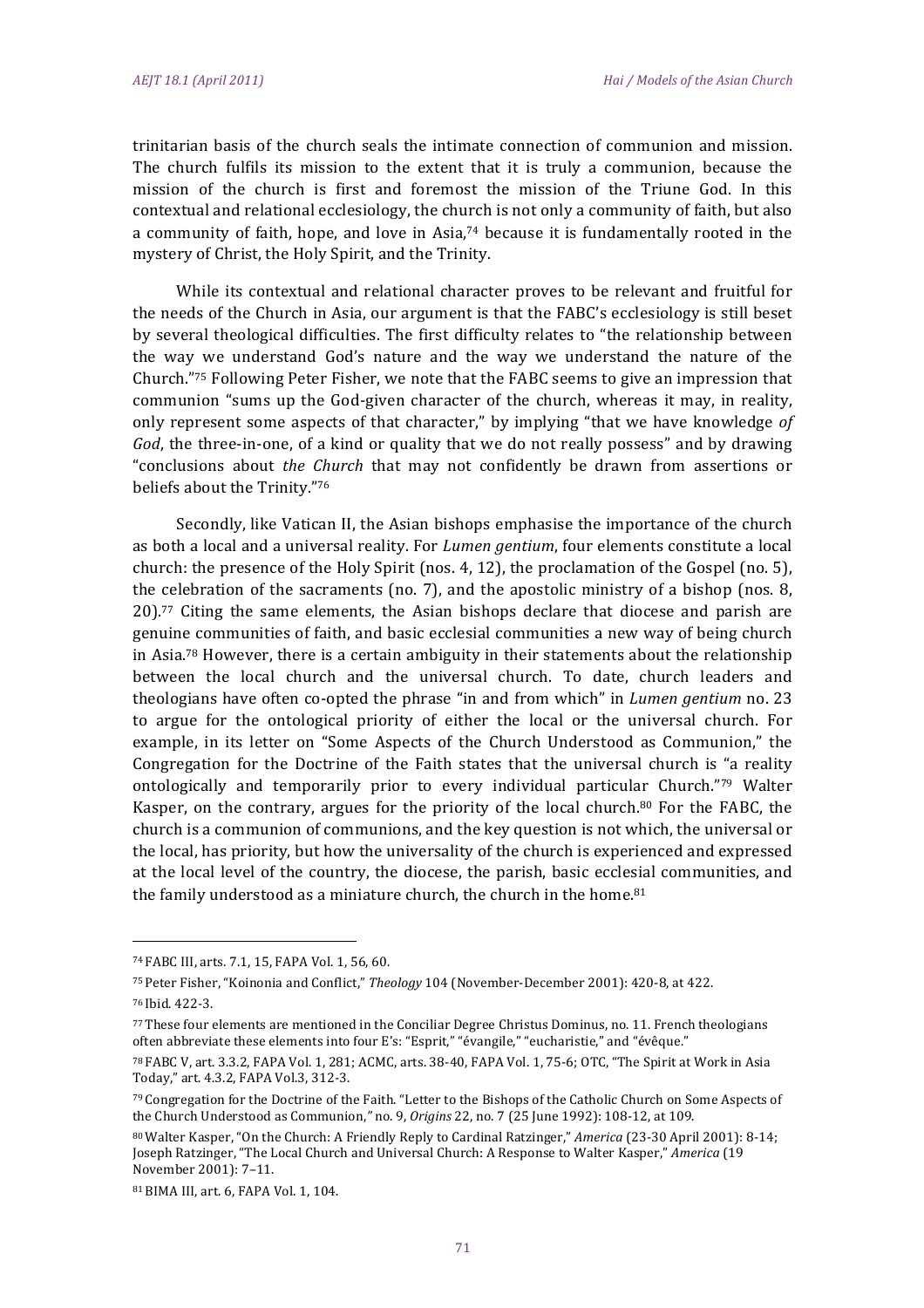trinitarian basis of the church seals the intimate connection of communion and mission. The church fulfils its mission to the extent that it is truly a communion, because the mission of the church is first and foremost the mission of the Triune God. In this contextual and relational ecclesiology, the church is not only a community of faith, but also a community of faith, hope, and love in Asia,[74] because it is fundamentally rooted in the mystery of Christ, the Holy Spirit, and the Trinity.

While its contextual and relational character proves to be relevant and fruitful for the needs of the Church in Asia, our argument is that the FABC's ecclesiology is still beset by several theological difficulties. The first difficulty relates to "the relationship between the way we understand God's nature and the way we understand the nature of the Church."[75] Following Peter Fisher, we note that the FABC seems to give an impression that communion "sums up the God-given character of the church, whereas it may, in reality, only represent some aspects of that character," by implying "that we have knowledge *of God*, the three-in-one, of a kind or quality that we do not really possess" and by drawing "conclusions about *the Church* that may not confidently be drawn from assertions or beliefs about the Trinity."[76]

Secondly, like Vatican II, the Asian bishops emphasise the importance of the church as both a local and a universal reality. For *Lumen gentium*, four elements constitute a local church: the presence of the Holy Spirit (nos. 4, 12), the proclamation of the Gospel (no. 5), the celebration of the sacraments (no. 7), and the apostolic ministry of a bishop (nos. 8, 20).[77] Citing the same elements, the Asian bishops declare that diocese and parish are genuine communities of faith, and basic ecclesial communities a new way of being church in Asia.[78] However, there is a certain ambiguity in their statements about the relationship between the local church and the universal church. To date, church leaders and theologians have often co-opted the phrase "in and from which" in *Lumen gentium* no. 23 to argue for the ontological priority of either the local or the universal church. For example, in its letter on "Some Aspects of the Church Understood as Communion," the Congregation for the Doctrine of the Faith states that the universal church is "a reality ontologically and temporarily prior to every individual particular Church."[79] Walter Kasper, on the contrary, argues for the priority of the local church.[80] For the FABC, the church is a communion of communions, and the key question is not which, the universal or the local, has priority, but how the universality of the church is experienced and expressed at the local level of the country, the diocese, the parish, basic ecclesial communities, and the family understood as a miniature church, the church in the home.[81]

---

[74] FABC III, arts. 7.1, 15, FAPA Vol. 1, 56, 60.

[75] Peter Fisher, "Koinonia and Conflict," *Theology* 104 (November-December 2001): 420-8, at 422.

[76] Ibid. 422-3.

[77] These four elements are mentioned in the Conciliar Degree Christus Dominus, no. 11. French theologians often abbreviate these elements into four E's: "Esprit," "évangile," "eucharistie," and "évêque."

[78] FABC V, art. 3.3.2, FAPA Vol. 1, 281; ACMC, arts. 38-40, FAPA Vol. 1, 75-6; OTC, "The Spirit at Work in Asia Today," art. 4.3.2, FAPA Vol.3, 312-3.

[79] Congregation for the Doctrine of the Faith. "Letter to the Bishops of the Catholic Church on Some Aspects of the Church Understood as Communion," no. 9, *Origins* 22, no. 7 (25 June 1992): 108-12, at 109.

[80] Walter Kasper, "On the Church: A Friendly Reply to Cardinal Ratzinger," *America* (23-30 April 2001): 8-14; Joseph Ratzinger, "The Local Church and Universal Church: A Response to Walter Kasper," *America* (19 November 2001): 7–11.

[81] BIMA III, art. 6, FAPA Vol. 1, 104.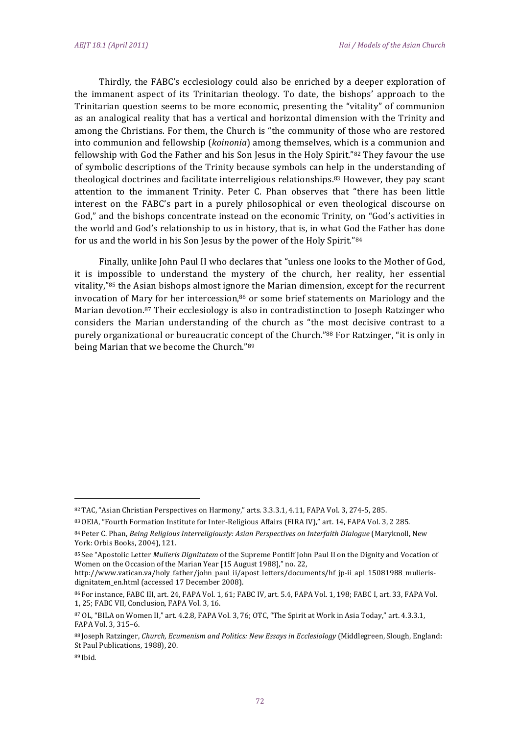Thirdly, the FABC's ecclesiology could also be enriched by a deeper exploration of the immanent aspect of its Trinitarian theology. To date, the bishops' approach to the Trinitarian question seems to be more economic, presenting the "vitality" of communion as an analogical reality that has a vertical and horizontal dimension with the Trinity and among the Christians. For them, the Church is "the community of those who are restored into communion and fellowship (*koinonia*) among themselves, which is a communion and fellowship with God the Father and his Son Jesus in the Holy Spirit."[82] They favour the use of symbolic descriptions of the Trinity because symbols can help in the understanding of theological doctrines and facilitate interreligious relationships.[83] However, they pay scant attention to the immanent Trinity. Peter C. Phan observes that "there has been little interest on the FABC's part in a purely philosophical or even theological discourse on God," and the bishops concentrate instead on the economic Trinity, on "God's activities in the world and God's relationship to us in history, that is, in what God the Father has done for us and the world in his Son Jesus by the power of the Holy Spirit."[84]

Finally, unlike John Paul II who declares that "unless one looks to the Mother of God, it is impossible to understand the mystery of the church, her reality, her essential vitality,"[85] the Asian bishops almost ignore the Marian dimension, except for the recurrent invocation of Mary for her intercession,[86] or some brief statements on Mariology and the Marian devotion.[87] Their ecclesiology is also in contradistinction to Joseph Ratzinger who considers the Marian understanding of the church as "the most decisive contrast to a purely organizational or bureaucratic concept of the Church."[88] For Ratzinger, "it is only in being Marian that we become the Church."[89]

---

[82] TAC, "Asian Christian Perspectives on Harmony," arts. 3.3.3.1, 4.11, FAPA Vol. 3, 274-5, 285.

[83] OEIA, "Fourth Formation Institute for Inter-Religious Affairs (FIRA IV)," art. 14, FAPA Vol. 3, 2 285.

[84] Peter C. Phan, *Being Religious Interreligiously: Asian Perspectives on Interfaith Dialogue* (Maryknoll, New York: Orbis Books, 2004), 121.

[85] See "Apostolic Letter *Mulieris Dignitatem* of the Supreme Pontiff John Paul II on the Dignity and Vocation of Women on the Occasion of the Marian Year [15 August 1988]," no. 22, http://www.vatican.va/holy_father/john_paul_ii/apost_letters/documents/hf_jp-ii_apl_15081988_mulieris-dignitatem_en.html (accessed 17 December 2008).

[86] For instance, FABC III, art. 24, FAPA Vol. 1, 61; FABC IV, art. 5.4, FAPA Vol. 1, 198; FABC I, art. 33, FAPA Vol. 1, 25; FABC VII, Conclusion, FAPA Vol. 3, 16.

[87] OL, "BILA on Women II," art. 4.2.8, FAPA Vol. 3, 76; OTC, "The Spirit at Work in Asia Today," art. 4.3.3.1, FAPA Vol. 3, 315–6.

[88] Joseph Ratzinger, *Church, Ecumenism and Politics: New Essays in Ecclesiology* (Middlegreen, Slough, England: St Paul Publications, 1988), 20.

[89] Ibid.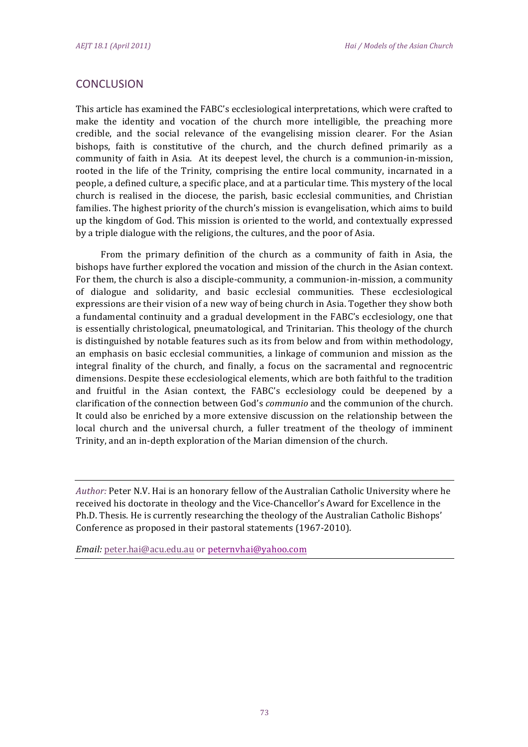## CONCLUSION

This article has examined the FABC's ecclesiological interpretations, which were crafted to make the identity and vocation of the church more intelligible, the preaching more credible, and the social relevance of the evangelising mission clearer. For the Asian bishops, faith is constitutive of the church, and the church defined primarily as a community of faith in Asia. At its deepest level, the church is a communion-in-mission, rooted in the life of the Trinity, comprising the entire local community, incarnated in a people, a defined culture, a specific place, and at a particular time. This mystery of the local church is realised in the diocese, the parish, basic ecclesial communities, and Christian families. The highest priority of the church's mission is evangelisation, which aims to build up the kingdom of God. This mission is oriented to the world, and contextually expressed by a triple dialogue with the religions, the cultures, and the poor of Asia.

From the primary definition of the church as a community of faith in Asia, the bishops have further explored the vocation and mission of the church in the Asian context. For them, the church is also a disciple-community, a communion-in-mission, a community of dialogue and solidarity, and basic ecclesial communities. These ecclesiological expressions are their vision of a new way of being church in Asia. Together they show both a fundamental continuity and a gradual development in the FABC's ecclesiology, one that is essentially christological, pneumatological, and Trinitarian. This theology of the church is distinguished by notable features such as its from below and from within methodology, an emphasis on basic ecclesial communities, a linkage of communion and mission as the integral finality of the church, and finally, a focus on the sacramental and regnocentric dimensions. Despite these ecclesiological elements, which are both faithful to the tradition and fruitful in the Asian context, the FABC's ecclesiology could be deepened by a clarification of the connection between God's *communio* and the communion of the church. It could also be enriched by a more extensive discussion on the relationship between the local church and the universal church, a fuller treatment of the theology of imminent Trinity, and an in-depth exploration of the Marian dimension of the church.

---

*Author:* Peter N.V. Hai is an honorary fellow of the Australian Catholic University where he received his doctorate in theology and the Vice-Chancellor's Award for Excellence in the Ph.D. Thesis. He is currently researching the theology of the Australian Catholic Bishops' Conference as proposed in their pastoral statements (1967-2010).

*Email:* peter.hai@acu.edu.au or peternvhai@yahoo.com